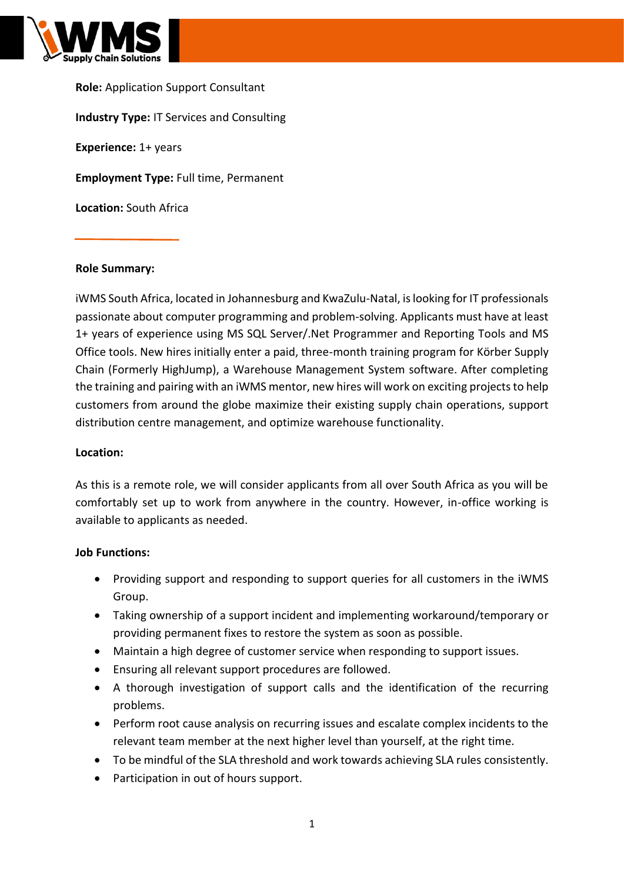**Role:** Application Support Consultant

**Industry Type:** IT Services and Consulting

**Experience:** 1+ years

**Employment Type:** Full time, Permanent

**Location:** South Africa

**Role Summary:**

iWMS South Africa, located in Johannesburg and KwaZulu-Natal, is looking for IT professionals passionate about computer programming and problem-solving. Applicants must have at least 1+ years of experience using MS SQL Server/.Net Programmer and Reporting Tools and MS Office tools. New hires initially enter a paid, three-month training program for Körber Supply Chain (Formerly HighJump), a Warehouse Management System software. After completing the training and pairing with an iWMS mentor, new hires will work on exciting projects to help customers from around the globe maximize their existing supply chain operations, support distribution centre management, and optimize warehouse functionality.

**Location:**

As this is a remote role, we will consider applicants from all over South Africa as you will be comfortably set up to work from anywhere in the country. However, in-office working is available to applicants as needed.

**Job Functions:**

- Providing support and responding to support queries for all customers in the iWMS Group.
- Taking ownership of a support incident and implementing workaround/temporary or providing permanent fixes to restore the system as soon as possible.
- Maintain a high degree of customer service when responding to support issues.
- Ensuring all relevant support procedures are followed.
- A thorough investigation of support calls and the identification of the recurring problems.
- Perform root cause analysis on recurring issues and escalate complex incidents to the relevant team member at the next higher level than yourself, at the right time.
- To be mindful of the SLA threshold and work towards achieving SLA rules consistently.
- Participation in out of hours support.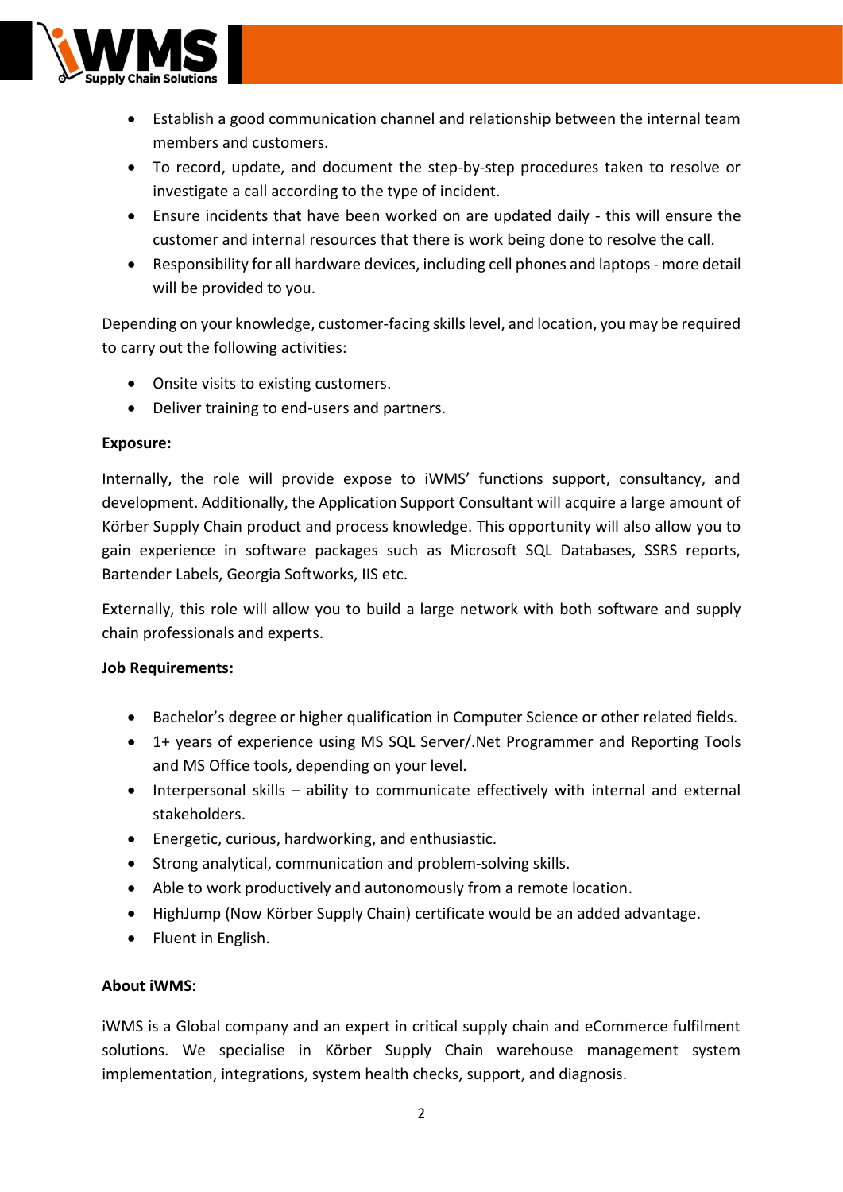- Establish a good communication channel and relationship between the internal team members and customers.
- To record, update, and document the step-by-step procedures taken to resolve or investigate a call according to the type of incident.
- Ensure incidents that have been worked on are updated daily - this will ensure the customer and internal resources that there is work being done to resolve the call.
- Responsibility for all hardware devices, including cell phones and laptops - more detail will be provided to you.

Depending on your knowledge, customer-facing skills level, and location, you may be required to carry out the following activities:

- Onsite visits to existing customers.
- Deliver training to end-users and partners.

**Exposure:**

Internally, the role will provide expose to iWMS' functions support, consultancy, and development. Additionally, the Application Support Consultant will acquire a large amount of Körber Supply Chain product and process knowledge. This opportunity will also allow you to gain experience in software packages such as Microsoft SQL Databases, SSRS reports, Bartender Labels, Georgia Softworks, IIS etc.

Externally, this role will allow you to build a large network with both software and supply chain professionals and experts.

**Job Requirements:**

- Bachelor's degree or higher qualification in Computer Science or other related fields.
- 1+ years of experience using MS SQL Server/.Net Programmer and Reporting Tools and MS Office tools, depending on your level.
- Interpersonal skills – ability to communicate effectively with internal and external stakeholders.
- Energetic, curious, hardworking, and enthusiastic.
- Strong analytical, communication and problem-solving skills.
- Able to work productively and autonomously from a remote location.
- HighJump (Now Körber Supply Chain) certificate would be an added advantage.
- Fluent in English.

**About iWMS:**

iWMS is a Global company and an expert in critical supply chain and eCommerce fulfilment solutions. We specialise in Körber Supply Chain warehouse management system implementation, integrations, system health checks, support, and diagnosis.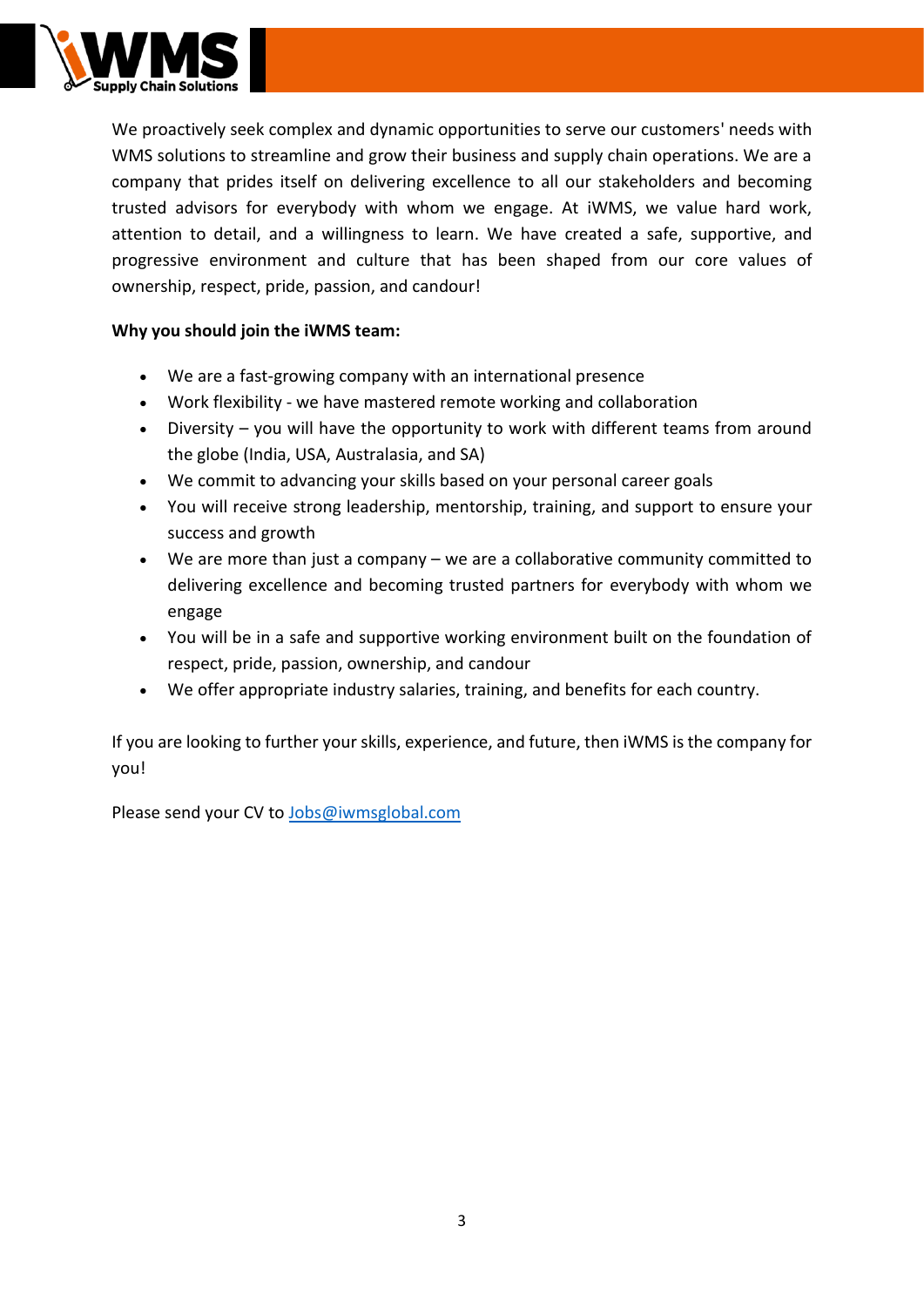We proactively seek complex and dynamic opportunities to serve our customers' needs with WMS solutions to streamline and grow their business and supply chain operations. We are a company that prides itself on delivering excellence to all our stakeholders and becoming trusted advisors for everybody with whom we engage. At iWMS, we value hard work, attention to detail, and a willingness to learn. We have created a safe, supportive, and progressive environment and culture that has been shaped from our core values of ownership, respect, pride, passion, and candour!

**Why you should join the iWMS team:**

- We are a fast-growing company with an international presence
- Work flexibility - we have mastered remote working and collaboration
- Diversity – you will have the opportunity to work with different teams from around the globe (India, USA, Australasia, and SA)
- We commit to advancing your skills based on your personal career goals
- You will receive strong leadership, mentorship, training, and support to ensure your success and growth
- We are more than just a company – we are a collaborative community committed to delivering excellence and becoming trusted partners for everybody with whom we engage
- You will be in a safe and supportive working environment built on the foundation of respect, pride, passion, ownership, and candour
- We offer appropriate industry salaries, training, and benefits for each country.

If you are looking to further your skills, experience, and future, then iWMS is the company for you!

Please send your CV to [Jobs@iwmsglobal.com](mailto:Jobs@iwmsglobal.com)